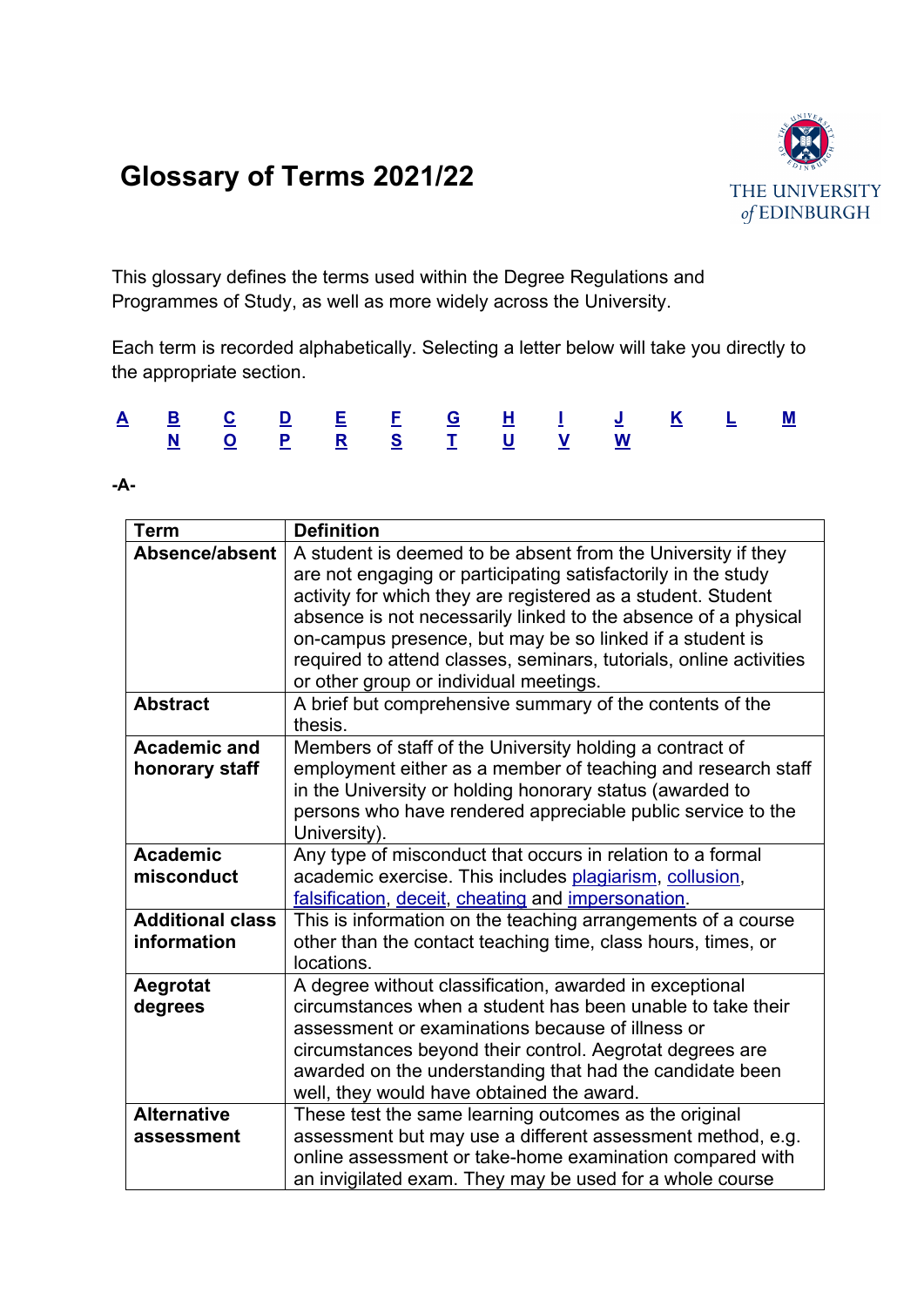# Glossary of Terms 2021/22

This glossary defines the terms used within the Degree Regulations and Programmes of Study, as well as more widely across the University.

Each term is recorded alphabetically. Selecting a letter below will take you directly to the appropriate section.

A B C D E F G H I J K L M
N O P R S T U V W

**-A-**

| Term | Definition |
|---|---|
| **Absence/absent** | A student is deemed to be absent from the University if they are not engaging or participating satisfactorily in the study activity for which they are registered as a student. Student absence is not necessarily linked to the absence of a physical on-campus presence, but may be so linked if a student is required to attend classes, seminars, tutorials, online activities or other group or individual meetings. |
| **Abstract** | A brief but comprehensive summary of the contents of the thesis. |
| **Academic and honorary staff** | Members of staff of the University holding a contract of employment either as a member of teaching and research staff in the University or holding honorary status (awarded to persons who have rendered appreciable public service to the University). |
| **Academic misconduct** | Any type of misconduct that occurs in relation to a formal academic exercise. This includes plagiarism, collusion, falsification, deceit, cheating and impersonation. |
| **Additional class information** | This is information on the teaching arrangements of a course other than the contact teaching time, class hours, times, or locations. |
| **Aegrotat degrees** | A degree without classification, awarded in exceptional circumstances when a student has been unable to take their assessment or examinations because of illness or circumstances beyond their control. Aegrotat degrees are awarded on the understanding that had the candidate been well, they would have obtained the award. |
| **Alternative assessment** | These test the same learning outcomes as the original assessment but may use a different assessment method, e.g. online assessment or take-home examination compared with an invigilated exam. They may be used for a whole course |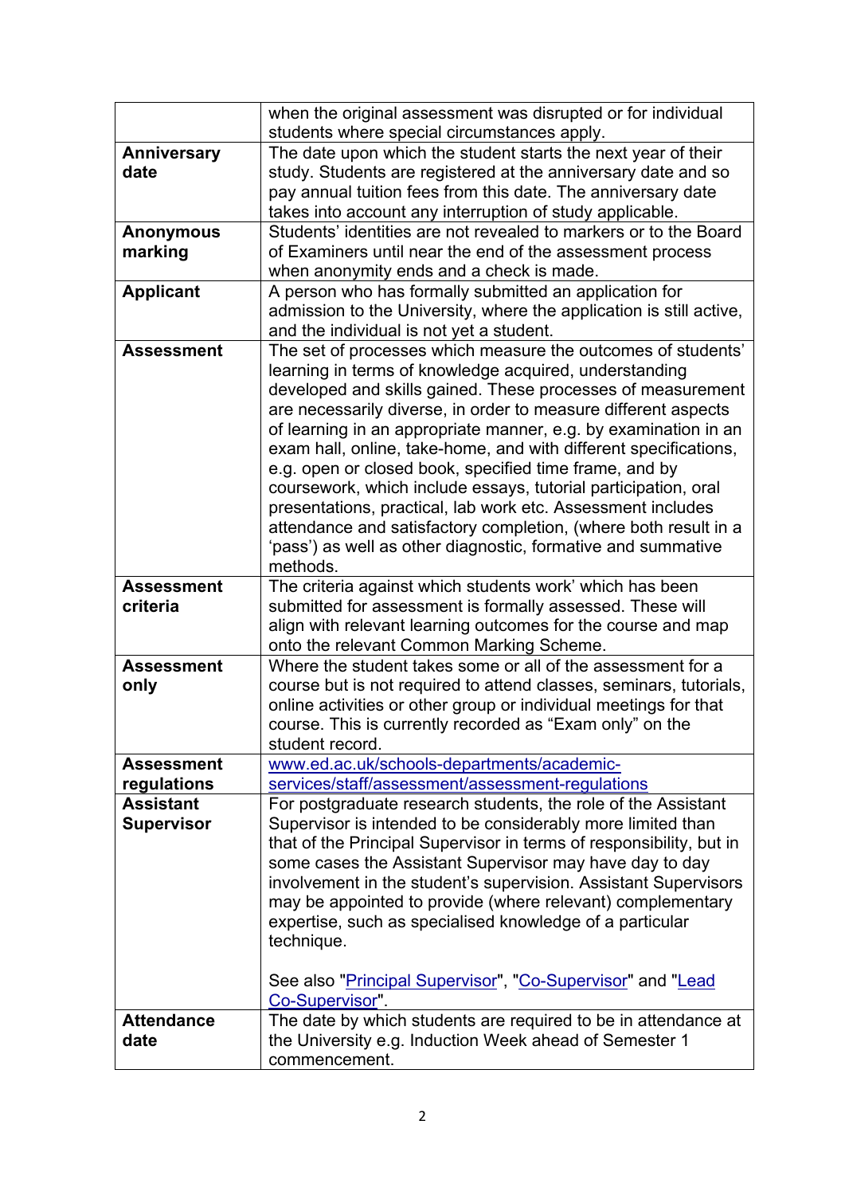| | |
|---|---|
| | when the original assessment was disrupted or for individual students where special circumstances apply. |
| **Anniversary date** | The date upon which the student starts the next year of their study. Students are registered at the anniversary date and so pay annual tuition fees from this date. The anniversary date takes into account any interruption of study applicable. |
| **Anonymous marking** | Students' identities are not revealed to markers or to the Board of Examiners until near the end of the assessment process when anonymity ends and a check is made. |
| **Applicant** | A person who has formally submitted an application for admission to the University, where the application is still active, and the individual is not yet a student. |
| **Assessment** | The set of processes which measure the outcomes of students' learning in terms of knowledge acquired, understanding developed and skills gained. These processes of measurement are necessarily diverse, in order to measure different aspects of learning in an appropriate manner, e.g. by examination in an exam hall, online, take-home, and with different specifications, e.g. open or closed book, specified time frame, and by coursework, which include essays, tutorial participation, oral presentations, practical, lab work etc. Assessment includes attendance and satisfactory completion, (where both result in a 'pass') as well as other diagnostic, formative and summative methods. |
| **Assessment criteria** | The criteria against which students work' which has been submitted for assessment is formally assessed. These will align with relevant learning outcomes for the course and map onto the relevant Common Marking Scheme. |
| **Assessment only** | Where the student takes some or all of the assessment for a course but is not required to attend classes, seminars, tutorials, online activities or other group or individual meetings for that course. This is currently recorded as "Exam only" on the student record. |
| **Assessment regulations** | [www.ed.ac.uk/schools-departments/academic-services/staff/assessment/assessment-regulations](www.ed.ac.uk/schools-departments/academic-services/staff/assessment/assessment-regulations) |
| **Assistant Supervisor** | For postgraduate research students, the role of the Assistant Supervisor is intended to be considerably more limited than that of the Principal Supervisor in terms of responsibility, but in some cases the Assistant Supervisor may have day to day involvement in the student's supervision. Assistant Supervisors may be appointed to provide (where relevant) complementary expertise, such as specialised knowledge of a particular technique.<br><br>See also "Principal Supervisor", "Co-Supervisor" and "Lead Co-Supervisor". |
| **Attendance date** | The date by which students are required to be in attendance at the University e.g. Induction Week ahead of Semester 1 commencement. |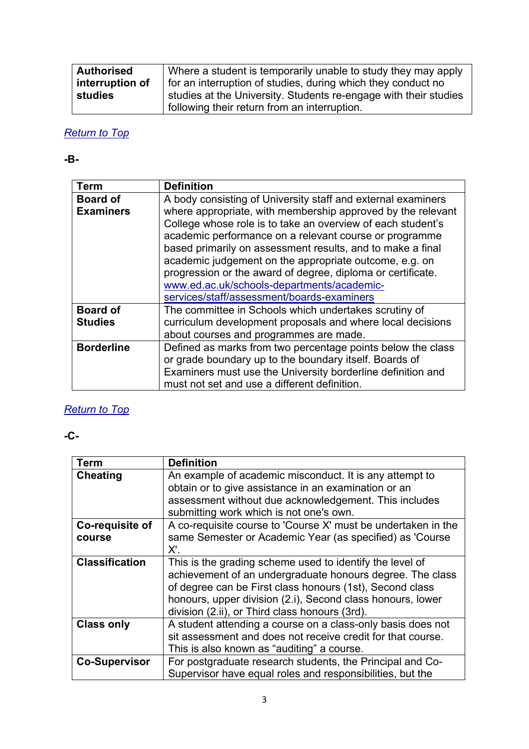| | |
|---|---|
| **Authorised interruption of studies** | Where a student is temporarily unable to study they may apply for an interruption of studies, during which they conduct no studies at the University. Students re-engage with their studies following their return from an interruption. |

*Return to Top*

**-B-**

| Term | Definition |
|---|---|
| **Board of Examiners** | A body consisting of University staff and external examiners where appropriate, with membership approved by the relevant College whose role is to take an overview of each student's academic performance on a relevant course or programme based primarily on assessment results, and to make a final academic judgement on the appropriate outcome, e.g. on progression or the award of degree, diploma or certificate. www.ed.ac.uk/schools-departments/academic-services/staff/assessment/boards-examiners |
| **Board of Studies** | The committee in Schools which undertakes scrutiny of curriculum development proposals and where local decisions about courses and programmes are made. |
| **Borderline** | Defined as marks from two percentage points below the class or grade boundary up to the boundary itself. Boards of Examiners must use the University borderline definition and must not set and use a different definition. |

*Return to Top*

**-C-**

| Term | Definition |
|---|---|
| **Cheating** | An example of academic misconduct. It is any attempt to obtain or to give assistance in an examination or an assessment without due acknowledgement. This includes submitting work which is not one's own. |
| **Co-requisite of course** | A co-requisite course to 'Course X' must be undertaken in the same Semester or Academic Year (as specified) as 'Course X'. |
| **Classification** | This is the grading scheme used to identify the level of achievement of an undergraduate honours degree. The class of degree can be First class honours (1st), Second class honours, upper division (2.i), Second class honours, lower division (2.ii), or Third class honours (3rd). |
| **Class only** | A student attending a course on a class-only basis does not sit assessment and does not receive credit for that course. This is also known as "auditing" a course. |
| **Co-Supervisor** | For postgraduate research students, the Principal and Co-Supervisor have equal roles and responsibilities, but the |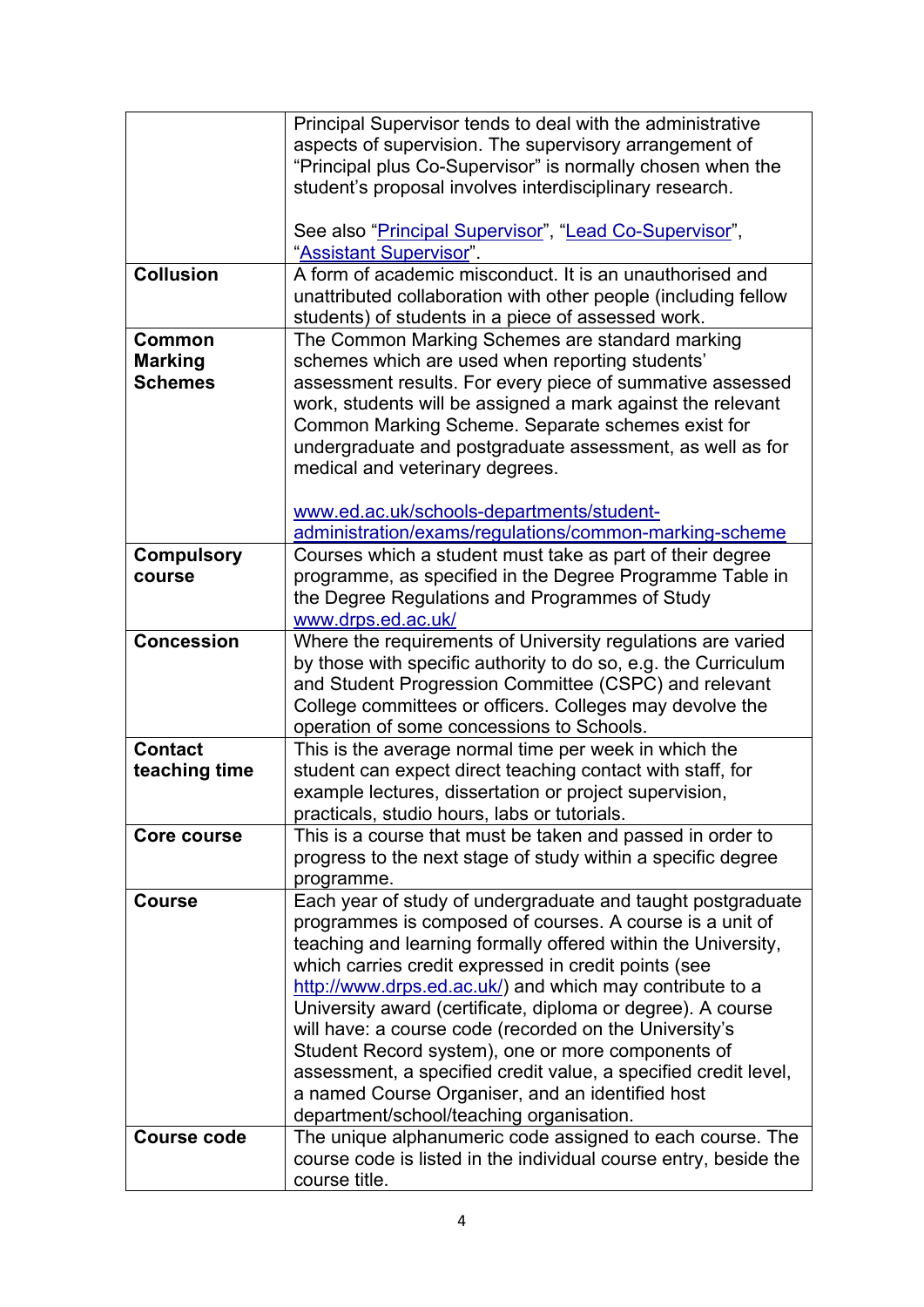| | |
|---|---|
| | Principal Supervisor tends to deal with the administrative aspects of supervision. The supervisory arrangement of "Principal plus Co-Supervisor" is normally chosen when the student's proposal involves interdisciplinary research.<br><br>See also "Principal Supervisor", "Lead Co-Supervisor", "Assistant Supervisor". |
| **Collusion** | A form of academic misconduct. It is an unauthorised and unattributed collaboration with other people (including fellow students) of students in a piece of assessed work. |
| **Common Marking Schemes** | The Common Marking Schemes are standard marking schemes which are used when reporting students' assessment results. For every piece of summative assessed work, students will be assigned a mark against the relevant Common Marking Scheme. Separate schemes exist for undergraduate and postgraduate assessment, as well as for medical and veterinary degrees.<br><br>www.ed.ac.uk/schools-departments/student-administration/exams/regulations/common-marking-scheme |
| **Compulsory course** | Courses which a student must take as part of their degree programme, as specified in the Degree Programme Table in the Degree Regulations and Programmes of Study www.drps.ed.ac.uk/ |
| **Concession** | Where the requirements of University regulations are varied by those with specific authority to do so, e.g. the Curriculum and Student Progression Committee (CSPC) and relevant College committees or officers. Colleges may devolve the operation of some concessions to Schools. |
| **Contact teaching time** | This is the average normal time per week in which the student can expect direct teaching contact with staff, for example lectures, dissertation or project supervision, practicals, studio hours, labs or tutorials. |
| **Core course** | This is a course that must be taken and passed in order to progress to the next stage of study within a specific degree programme. |
| **Course** | Each year of study of undergraduate and taught postgraduate programmes is composed of courses. A course is a unit of teaching and learning formally offered within the University, which carries credit expressed in credit points (see http://www.drps.ed.ac.uk/) and which may contribute to a University award (certificate, diploma or degree). A course will have: a course code (recorded on the University's Student Record system), one or more components of assessment, a specified credit value, a specified credit level, a named Course Organiser, and an identified host department/school/teaching organisation. |
| **Course code** | The unique alphanumeric code assigned to each course. The course code is listed in the individual course entry, beside the course title. |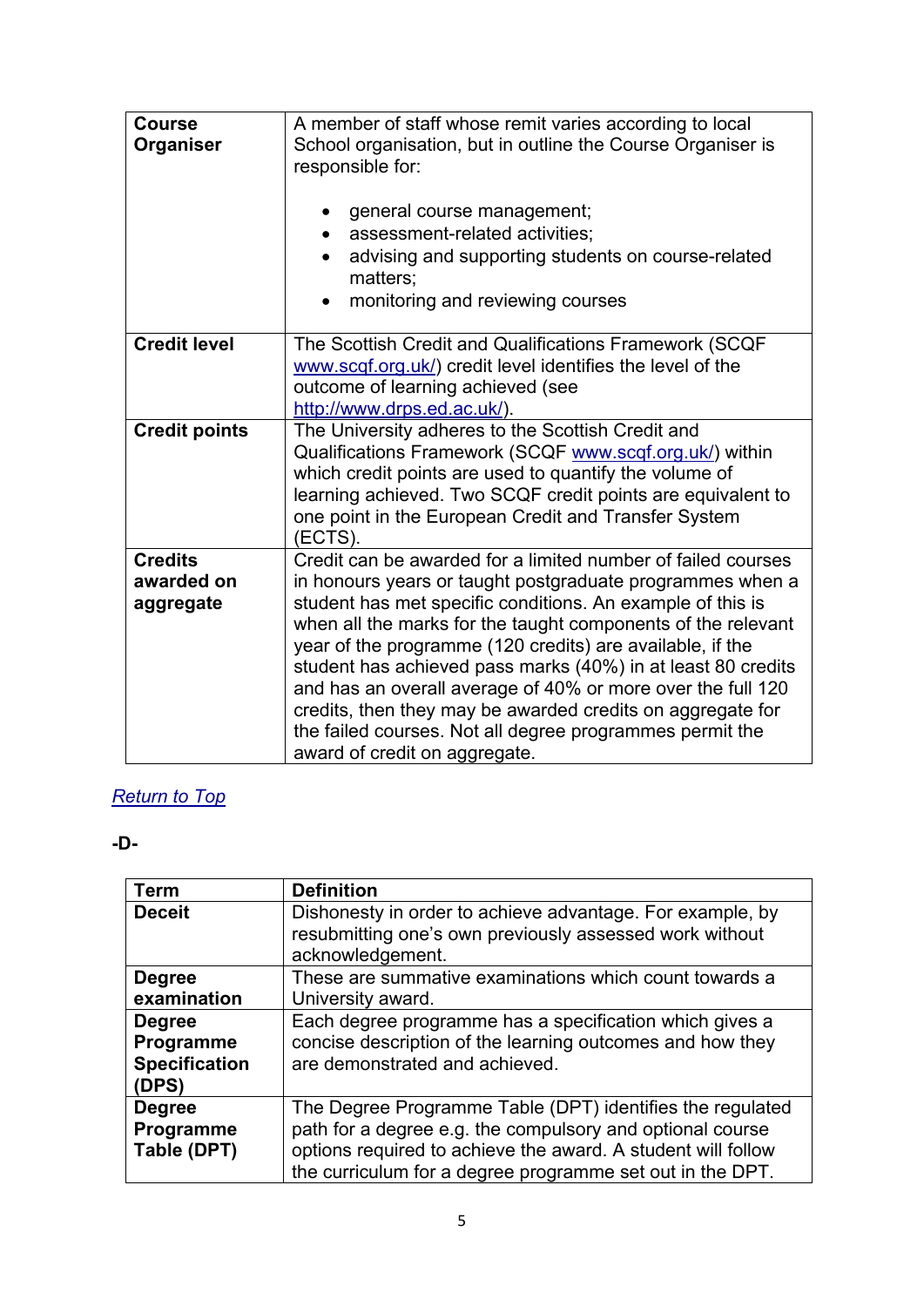| | |
|---|---|
| **Course Organiser** | A member of staff whose remit varies according to local School organisation, but in outline the Course Organiser is responsible for:<br><br>• general course management;<br>• assessment-related activities;<br>• advising and supporting students on course-related matters;<br>• monitoring and reviewing courses |
| **Credit level** | The Scottish Credit and Qualifications Framework (SCQF [www.scqf.org.uk/](http://www.scqf.org.uk/)) credit level identifies the level of the outcome of learning achieved (see [http://www.drps.ed.ac.uk/](http://www.drps.ed.ac.uk/)). |
| **Credit points** | The University adheres to the Scottish Credit and Qualifications Framework (SCQF [www.scqf.org.uk/](http://www.scqf.org.uk/)) within which credit points are used to quantify the volume of learning achieved. Two SCQF credit points are equivalent to one point in the European Credit and Transfer System (ECTS). |
| **Credits awarded on aggregate** | Credit can be awarded for a limited number of failed courses in honours years or taught postgraduate programmes when a student has met specific conditions. An example of this is when all the marks for the taught components of the relevant year of the programme (120 credits) are available, if the student has achieved pass marks (40%) in at least 80 credits and has an overall average of 40% or more over the full 120 credits, then they may be awarded credits on aggregate for the failed courses. Not all degree programmes permit the award of credit on aggregate. |

*Return to Top*

**-D-**

| Term | Definition |
|---|---|
| **Deceit** | Dishonesty in order to achieve advantage. For example, by resubmitting one's own previously assessed work without acknowledgement. |
| **Degree examination** | These are summative examinations which count towards a University award. |
| **Degree Programme Specification (DPS)** | Each degree programme has a specification which gives a concise description of the learning outcomes and how they are demonstrated and achieved. |
| **Degree Programme Table (DPT)** | The Degree Programme Table (DPT) identifies the regulated path for a degree e.g. the compulsory and optional course options required to achieve the award. A student will follow the curriculum for a degree programme set out in the DPT. |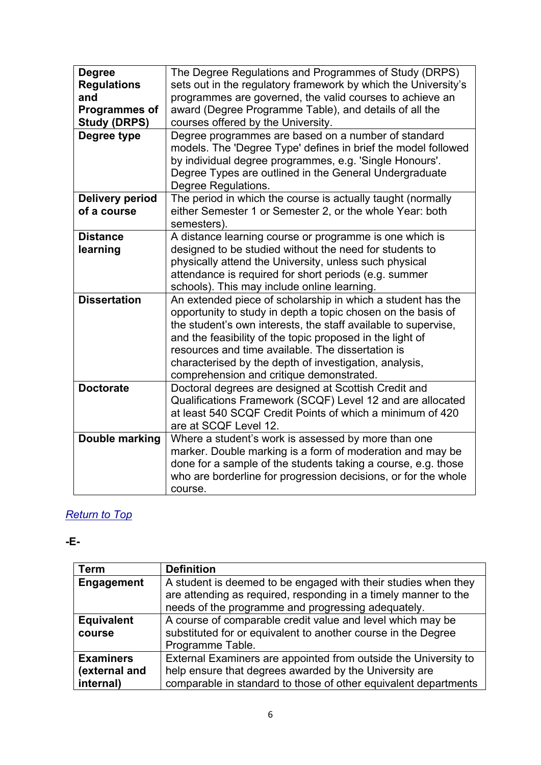| | |
|---|---|
| **Degree Regulations and Programmes of Study (DRPS)** | The Degree Regulations and Programmes of Study (DRPS) sets out in the regulatory framework by which the University's programmes are governed, the valid courses to achieve an award (Degree Programme Table), and details of all the courses offered by the University. |
| **Degree type** | Degree programmes are based on a number of standard models. The 'Degree Type' defines in brief the model followed by individual degree programmes, e.g. 'Single Honours'. Degree Types are outlined in the General Undergraduate Degree Regulations. |
| **Delivery period of a course** | The period in which the course is actually taught (normally either Semester 1 or Semester 2, or the whole Year: both semesters). |
| **Distance learning** | A distance learning course or programme is one which is designed to be studied without the need for students to physically attend the University, unless such physical attendance is required for short periods (e.g. summer schools). This may include online learning. |
| **Dissertation** | An extended piece of scholarship in which a student has the opportunity to study in depth a topic chosen on the basis of the student's own interests, the staff available to supervise, and the feasibility of the topic proposed in the light of resources and time available. The dissertation is characterised by the depth of investigation, analysis, comprehension and critique demonstrated. |
| **Doctorate** | Doctoral degrees are designed at Scottish Credit and Qualifications Framework (SCQF) Level 12 and are allocated at least 540 SCQF Credit Points of which a minimum of 420 are at SCQF Level 12. |
| **Double marking** | Where a student's work is assessed by more than one marker. Double marking is a form of moderation and may be done for a sample of the students taking a course, e.g. those who are borderline for progression decisions, or for the whole course. |

*Return to Top*

## -E-

| Term | Definition |
|---|---|
| **Engagement** | A student is deemed to be engaged with their studies when they are attending as required, responding in a timely manner to the needs of the programme and progressing adequately. |
| **Equivalent course** | A course of comparable credit value and level which may be substituted for or equivalent to another course in the Degree Programme Table. |
| **Examiners (external and internal)** | External Examiners are appointed from outside the University to help ensure that degrees awarded by the University are comparable in standard to those of other equivalent departments |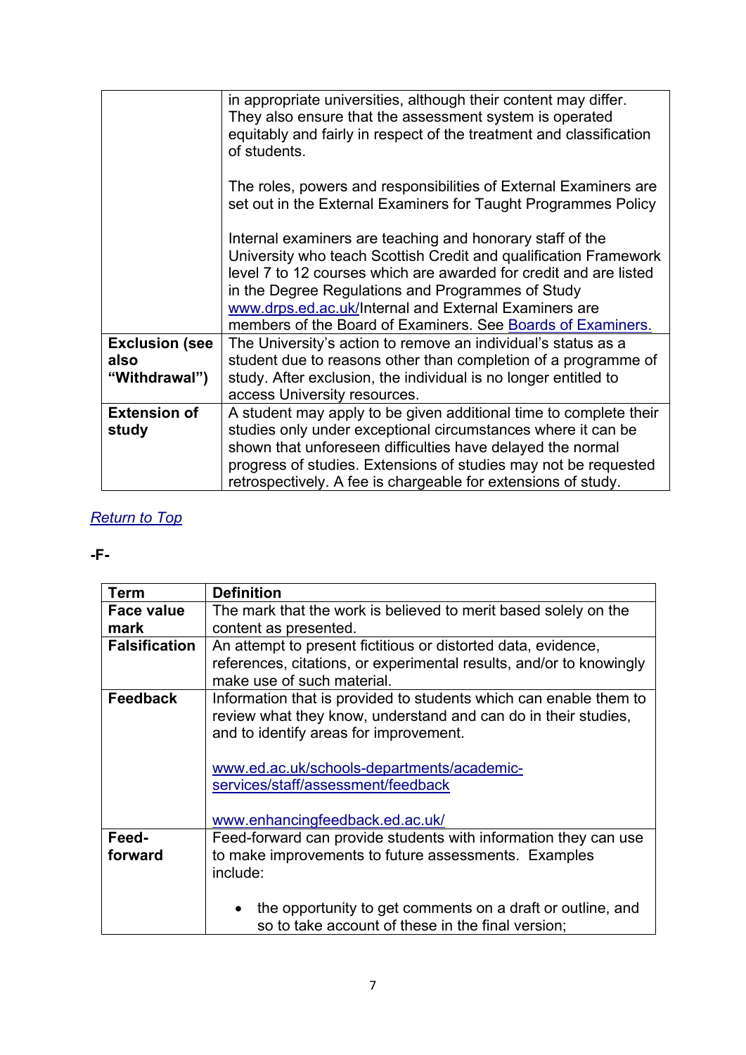| | |
|---|---|
| | in appropriate universities, although their content may differ. They also ensure that the assessment system is operated equitably and fairly in respect of the treatment and classification of students.<br><br>The roles, powers and responsibilities of External Examiners are set out in the External Examiners for Taught Programmes Policy<br><br>Internal examiners are teaching and honorary staff of the University who teach Scottish Credit and qualification Framework level 7 to 12 courses which are awarded for credit and are listed in the Degree Regulations and Programmes of Study [www.drps.ed.ac.uk/](www.drps.ed.ac.uk/)Internal and External Examiners are members of the Board of Examiners. See Boards of Examiners. |
| **Exclusion (see also "Withdrawal")** | The University's action to remove an individual's status as a student due to reasons other than completion of a programme of study. After exclusion, the individual is no longer entitled to access University resources. |
| **Extension of study** | A student may apply to be given additional time to complete their studies only under exceptional circumstances where it can be shown that unforeseen difficulties have delayed the normal progress of studies. Extensions of studies may not be requested retrospectively. A fee is chargeable for extensions of study. |

*Return to Top*

**-F-**

| Term | Definition |
|---|---|
| **Face value mark** | The mark that the work is believed to merit based solely on the content as presented. |
| **Falsification** | An attempt to present fictitious or distorted data, evidence, references, citations, or experimental results, and/or to knowingly make use of such material. |
| **Feedback** | Information that is provided to students which can enable them to review what they know, understand and can do in their studies, and to identify areas for improvement.<br><br>[www.ed.ac.uk/schools-departments/academic-services/staff/assessment/feedback](www.ed.ac.uk/schools-departments/academic-services/staff/assessment/feedback)<br><br>[www.enhancingfeedback.ed.ac.uk/](www.enhancingfeedback.ed.ac.uk/) |
| **Feed-forward** | Feed-forward can provide students with information they can use to make improvements to future assessments. Examples include:<br><br>• the opportunity to get comments on a draft or outline, and so to take account of these in the final version; |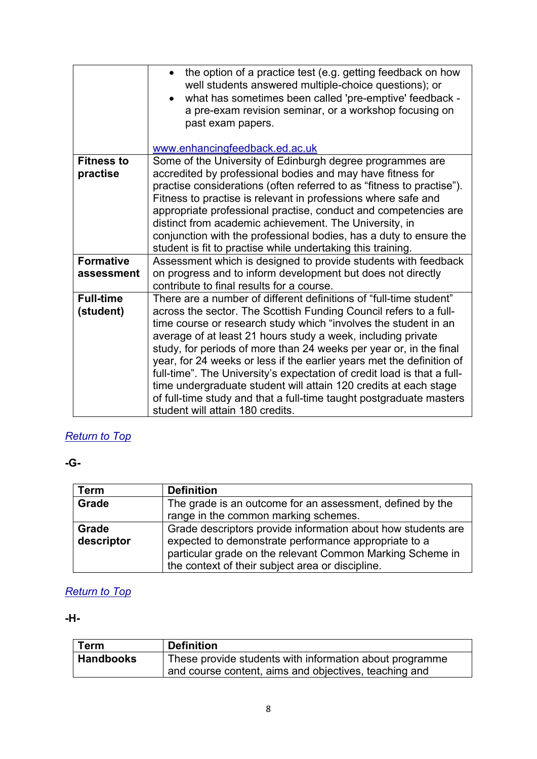| | |
|---|---|
| | • the option of a practice test (e.g. getting feedback on how well students answered multiple-choice questions); or<br>• what has sometimes been called 'pre-emptive' feedback - a pre-exam revision seminar, or a workshop focusing on past exam papers.<br><br>www.enhancingfeedback.ed.ac.uk |
| **Fitness to practise** | Some of the University of Edinburgh degree programmes are accredited by professional bodies and may have fitness for practise considerations (often referred to as "fitness to practise"). Fitness to practise is relevant in professions where safe and appropriate professional practise, conduct and competencies are distinct from academic achievement. The University, in conjunction with the professional bodies, has a duty to ensure the student is fit to practise while undertaking this training. |
| **Formative assessment** | Assessment which is designed to provide students with feedback on progress and to inform development but does not directly contribute to final results for a course. |
| **Full-time (student)** | There are a number of different definitions of "full-time student" across the sector. The Scottish Funding Council refers to a full-time course or research study which "involves the student in an average of at least 21 hours study a week, including private study, for periods of more than 24 weeks per year or, in the final year, for 24 weeks or less if the earlier years met the definition of full-time". The University's expectation of credit load is that a full-time undergraduate student will attain 120 credits at each stage of full-time study and that a full-time taught postgraduate masters student will attain 180 credits. |

*Return to Top*

**-G-**

| Term | Definition |
|---|---|
| **Grade** | The grade is an outcome for an assessment, defined by the range in the common marking schemes. |
| **Grade descriptor** | Grade descriptors provide information about how students are expected to demonstrate performance appropriate to a particular grade on the relevant Common Marking Scheme in the context of their subject area or discipline. |

*Return to Top*

**-H-**

| Term | Definition |
|---|---|
| **Handbooks** | These provide students with information about programme and course content, aims and objectives, teaching and |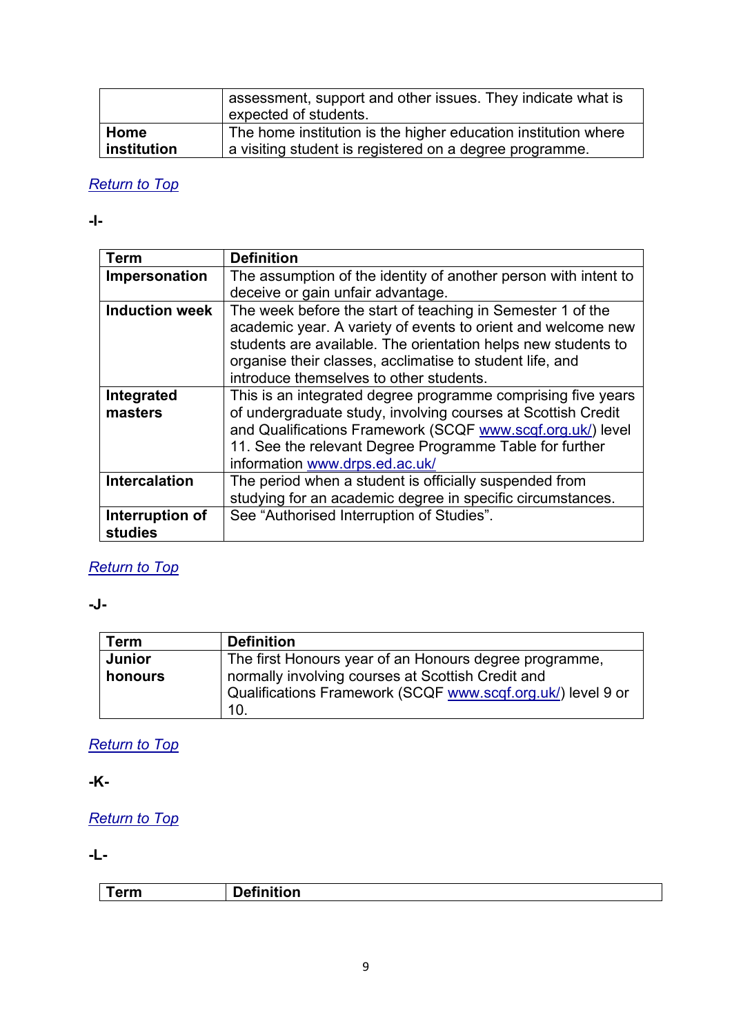| | |
|---|---|
| | assessment, support and other issues. They indicate what is expected of students. |
| **Home institution** | The home institution is the higher education institution where a visiting student is registered on a degree programme. |

*Return to Top*

**-I-**

| Term | Definition |
|---|---|
| **Impersonation** | The assumption of the identity of another person with intent to deceive or gain unfair advantage. |
| **Induction week** | The week before the start of teaching in Semester 1 of the academic year. A variety of events to orient and welcome new students are available. The orientation helps new students to organise their classes, acclimatise to student life, and introduce themselves to other students. |
| **Integrated masters** | This is an integrated degree programme comprising five years of undergraduate study, involving courses at Scottish Credit and Qualifications Framework (SCQF www.scqf.org.uk/) level 11. See the relevant Degree Programme Table for further information www.drps.ed.ac.uk/ |
| **Intercalation** | The period when a student is officially suspended from studying for an academic degree in specific circumstances. |
| **Interruption of studies** | See "Authorised Interruption of Studies". |

*Return to Top*

**-J-**

| Term | Definition |
|---|---|
| **Junior honours** | The first Honours year of an Honours degree programme, normally involving courses at Scottish Credit and Qualifications Framework (SCQF www.scqf.org.uk/) level 9 or 10. |

*Return to Top*

**-K-**

*Return to Top*

**-L-**

| Term | Definition |
|---|---|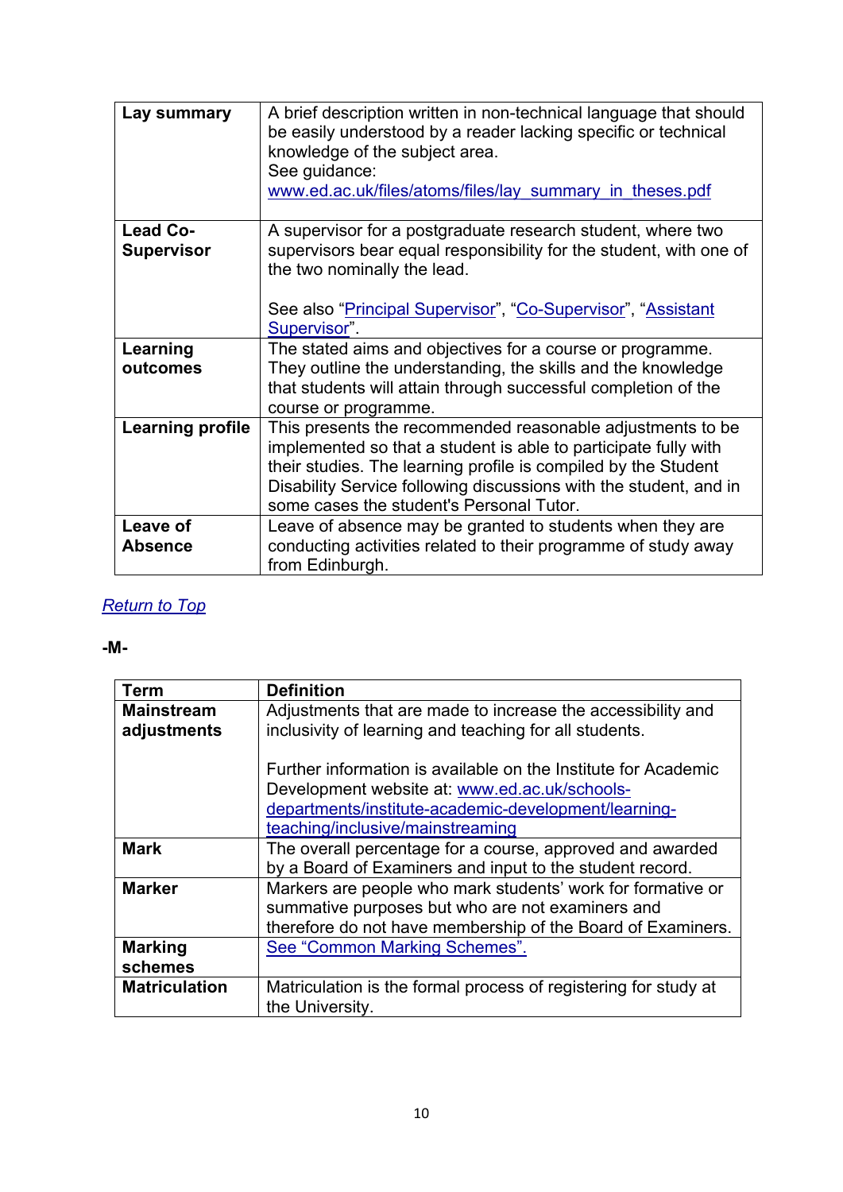| | |
|---|---|
| **Lay summary** | A brief description written in non-technical language that should be easily understood by a reader lacking specific or technical knowledge of the subject area.<br>See guidance:<br>www.ed.ac.uk/files/atoms/files/lay_summary_in_theses.pdf |
| **Lead Co-Supervisor** | A supervisor for a postgraduate research student, where two supervisors bear equal responsibility for the student, with one of the two nominally the lead.<br><br>See also "Principal Supervisor", "Co-Supervisor", "Assistant Supervisor". |
| **Learning outcomes** | The stated aims and objectives for a course or programme. They outline the understanding, the skills and the knowledge that students will attain through successful completion of the course or programme. |
| **Learning profile** | This presents the recommended reasonable adjustments to be implemented so that a student is able to participate fully with their studies. The learning profile is compiled by the Student Disability Service following discussions with the student, and in some cases the student's Personal Tutor. |
| **Leave of Absence** | Leave of absence may be granted to students when they are conducting activities related to their programme of study away from Edinburgh. |

*Return to Top*

**-M-**

| **Term** | **Definition** |
|---|---|
| **Mainstream adjustments** | Adjustments that are made to increase the accessibility and inclusivity of learning and teaching for all students.<br><br>Further information is available on the Institute for Academic Development website at: www.ed.ac.uk/schools-departments/institute-academic-development/learning-teaching/inclusive/mainstreaming |
| **Mark** | The overall percentage for a course, approved and awarded by a Board of Examiners and input to the student record. |
| **Marker** | Markers are people who mark students' work for formative or summative purposes but who are not examiners and therefore do not have membership of the Board of Examiners. |
| **Marking schemes** | See "Common Marking Schemes". |
| **Matriculation** | Matriculation is the formal process of registering for study at the University. |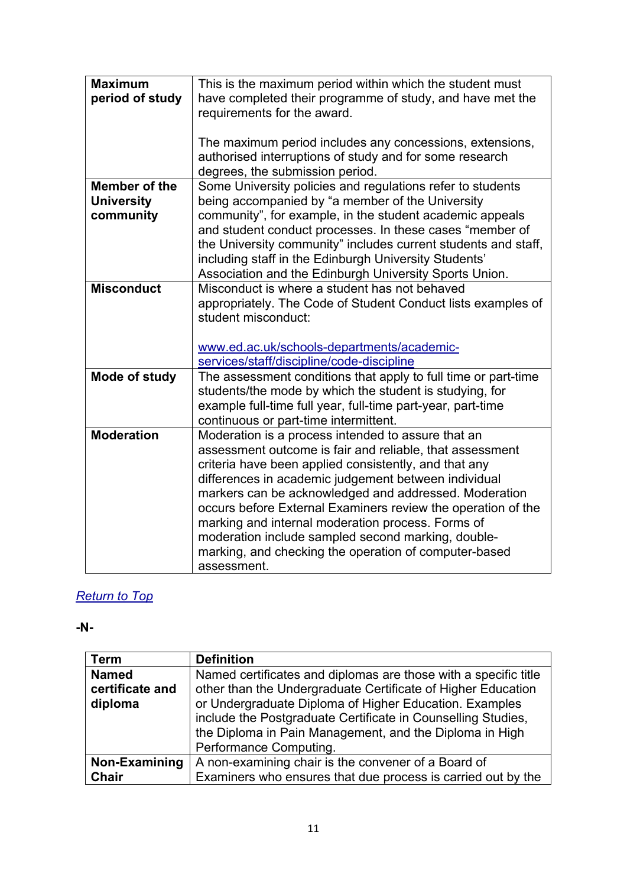| | |
|---|---|
| **Maximum period of study** | This is the maximum period within which the student must have completed their programme of study, and have met the requirements for the award.<br><br>The maximum period includes any concessions, extensions, authorised interruptions of study and for some research degrees, the submission period. |
| **Member of the University community** | Some University policies and regulations refer to students being accompanied by "a member of the University community", for example, in the student academic appeals and student conduct processes. In these cases "member of the University community" includes current students and staff, including staff in the Edinburgh University Students' Association and the Edinburgh University Sports Union. |
| **Misconduct** | Misconduct is where a student has not behaved appropriately. The Code of Student Conduct lists examples of student misconduct:<br><br>[www.ed.ac.uk/schools-departments/academic-services/staff/discipline/code-discipline](www.ed.ac.uk/schools-departments/academic-services/staff/discipline/code-discipline) |
| **Mode of study** | The assessment conditions that apply to full time or part-time students/the mode by which the student is studying, for example full-time full year, full-time part-year, part-time continuous or part-time intermittent. |
| **Moderation** | Moderation is a process intended to assure that an assessment outcome is fair and reliable, that assessment criteria have been applied consistently, and that any differences in academic judgement between individual markers can be acknowledged and addressed. Moderation occurs before External Examiners review the operation of the marking and internal moderation process. Forms of moderation include sampled second marking, double-marking, and checking the operation of computer-based assessment. |

*Return to Top*

**-N-**

| Term | Definition |
|---|---|
| **Named certificate and diploma** | Named certificates and diplomas are those with a specific title other than the Undergraduate Certificate of Higher Education or Undergraduate Diploma of Higher Education. Examples include the Postgraduate Certificate in Counselling Studies, the Diploma in Pain Management, and the Diploma in High Performance Computing. |
| **Non-Examining Chair** | A non-examining chair is the convener of a Board of Examiners who ensures that due process is carried out by the |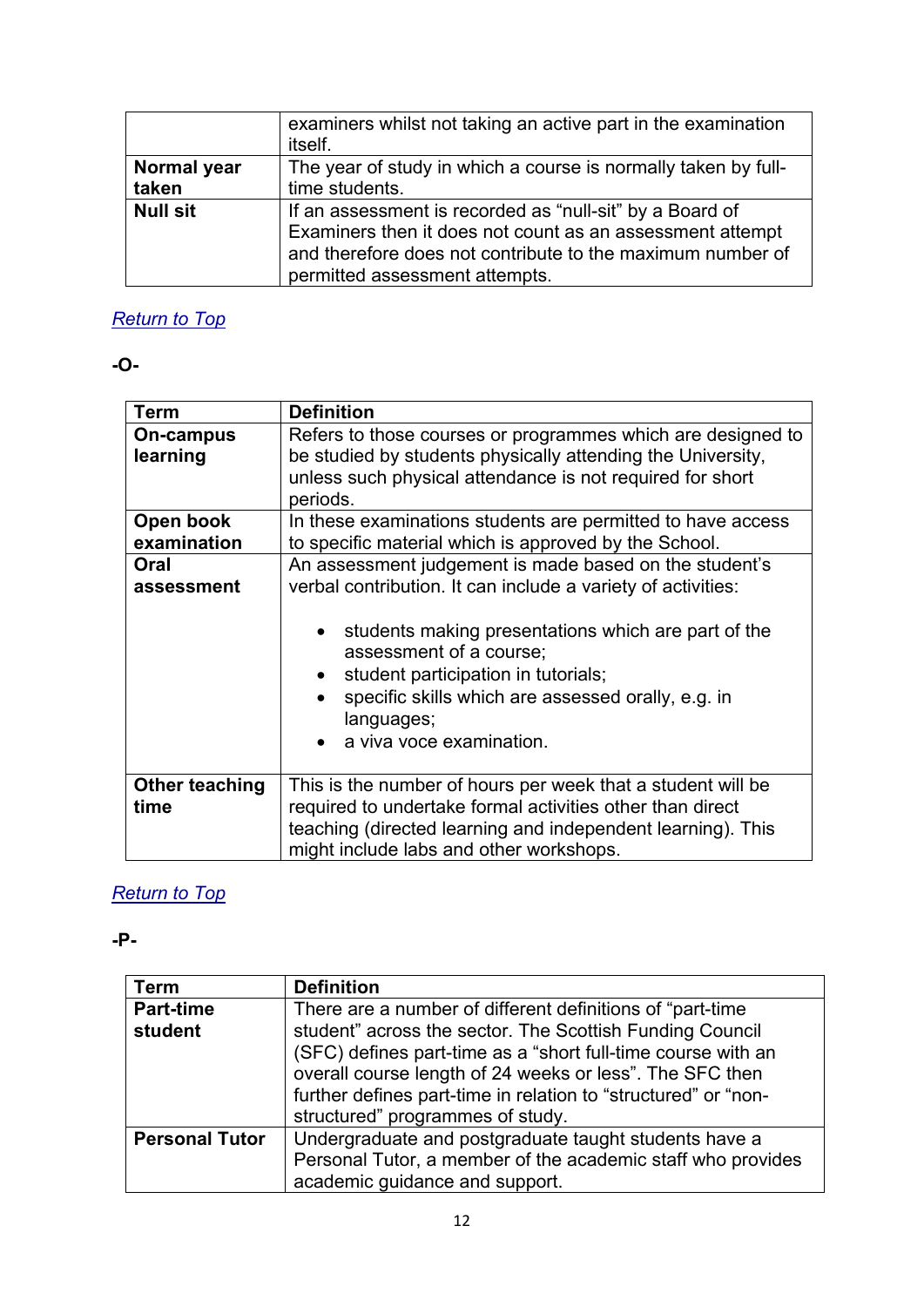| | |
|---|---|
| | examiners whilst not taking an active part in the examination itself. |
| **Normal year taken** | The year of study in which a course is normally taken by full-time students. |
| **Null sit** | If an assessment is recorded as "null-sit" by a Board of Examiners then it does not count as an assessment attempt and therefore does not contribute to the maximum number of permitted assessment attempts. |

*Return to Top*

**-O-**

| **Term** | **Definition** |
|---|---|
| **On-campus learning** | Refers to those courses or programmes which are designed to be studied by students physically attending the University, unless such physical attendance is not required for short periods. |
| **Open book examination** | In these examinations students are permitted to have access to specific material which is approved by the School. |
| **Oral assessment** | An assessment judgement is made based on the student's verbal contribution. It can include a variety of activities:<br><br>• students making presentations which are part of the assessment of a course;<br>• student participation in tutorials;<br>• specific skills which are assessed orally, e.g. in languages;<br>• a viva voce examination. |
| **Other teaching time** | This is the number of hours per week that a student will be required to undertake formal activities other than direct teaching (directed learning and independent learning). This might include labs and other workshops. |

*Return to Top*

**-P-**

| **Term** | **Definition** |
|---|---|
| **Part-time student** | There are a number of different definitions of "part-time student" across the sector. The Scottish Funding Council (SFC) defines part-time as a "short full-time course with an overall course length of 24 weeks or less". The SFC then further defines part-time in relation to "structured" or "non-structured" programmes of study. |
| **Personal Tutor** | Undergraduate and postgraduate taught students have a Personal Tutor, a member of the academic staff who provides academic guidance and support. |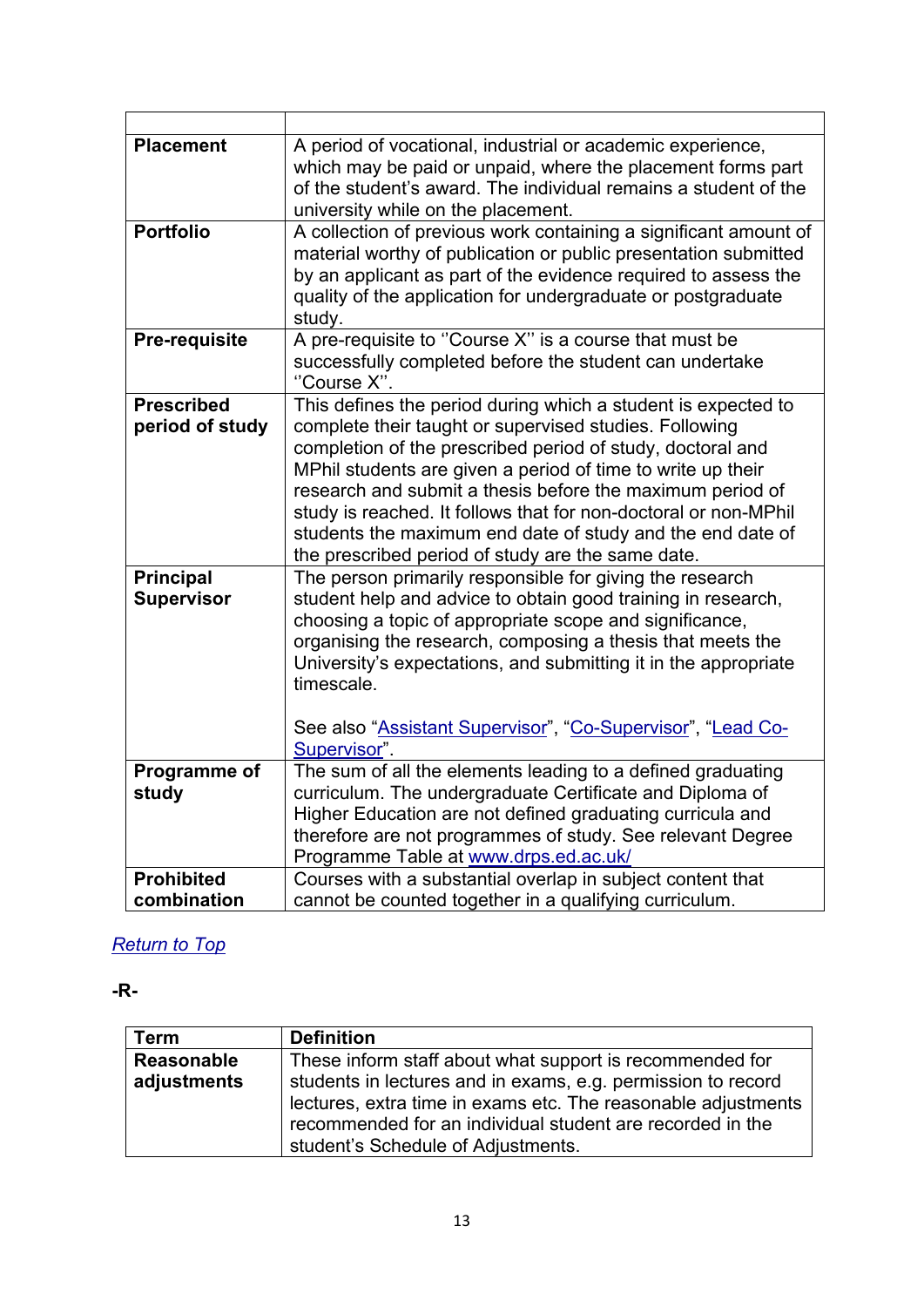| | |
|---|---|
| **Placement** | A period of vocational, industrial or academic experience, which may be paid or unpaid, where the placement forms part of the student's award. The individual remains a student of the university while on the placement. |
| **Portfolio** | A collection of previous work containing a significant amount of material worthy of publication or public presentation submitted by an applicant as part of the evidence required to assess the quality of the application for undergraduate or postgraduate study. |
| **Pre-requisite** | A pre-requisite to ''Course X'' is a course that must be successfully completed before the student can undertake ''Course X''. |
| **Prescribed period of study** | This defines the period during which a student is expected to complete their taught or supervised studies. Following completion of the prescribed period of study, doctoral and MPhil students are given a period of time to write up their research and submit a thesis before the maximum period of study is reached. It follows that for non-doctoral or non-MPhil students the maximum end date of study and the end date of the prescribed period of study are the same date. |
| **Principal Supervisor** | The person primarily responsible for giving the research student help and advice to obtain good training in research, choosing a topic of appropriate scope and significance, organising the research, composing a thesis that meets the University's expectations, and submitting it in the appropriate timescale.<br><br>See also "Assistant Supervisor", "Co-Supervisor", "Lead Co-Supervisor". |
| **Programme of study** | The sum of all the elements leading to a defined graduating curriculum. The undergraduate Certificate and Diploma of Higher Education are not defined graduating curricula and therefore are not programmes of study. See relevant Degree Programme Table at www.drps.ed.ac.uk/ |
| **Prohibited combination** | Courses with a substantial overlap in subject content that cannot be counted together in a qualifying curriculum. |

*Return to Top*

**-R-**

| Term | Definition |
|---|---|
| **Reasonable adjustments** | These inform staff about what support is recommended for students in lectures and in exams, e.g. permission to record lectures, extra time in exams etc. The reasonable adjustments recommended for an individual student are recorded in the student's Schedule of Adjustments. |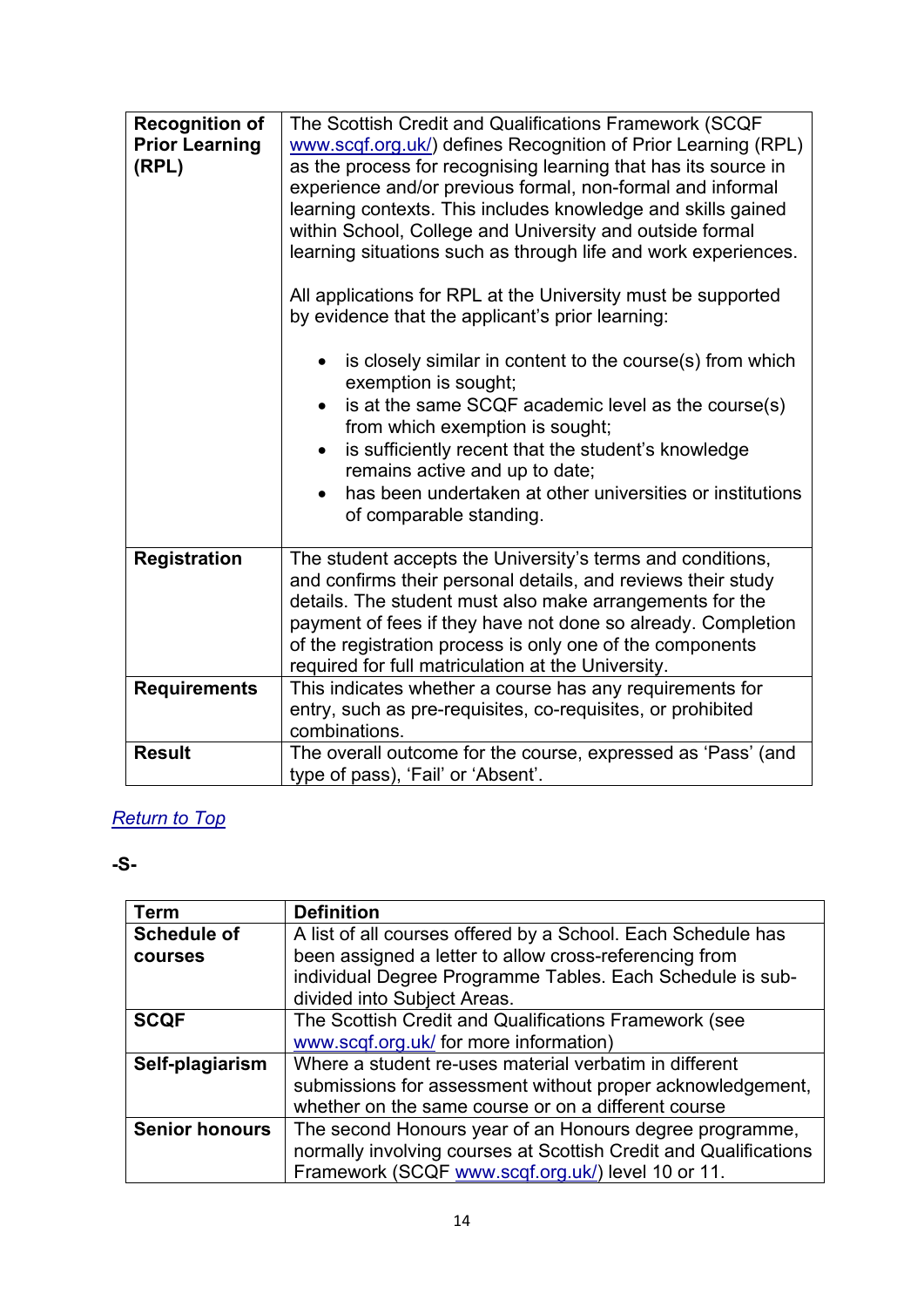| | |
|---|---|
| **Recognition of Prior Learning (RPL)** | The Scottish Credit and Qualifications Framework (SCQF www.scqf.org.uk/) defines Recognition of Prior Learning (RPL) as the process for recognising learning that has its source in experience and/or previous formal, non-formal and informal learning contexts. This includes knowledge and skills gained within School, College and University and outside formal learning situations such as through life and work experiences.<br><br>All applications for RPL at the University must be supported by evidence that the applicant's prior learning:<br><br>• is closely similar in content to the course(s) from which exemption is sought;<br>• is at the same SCQF academic level as the course(s) from which exemption is sought;<br>• is sufficiently recent that the student's knowledge remains active and up to date;<br>• has been undertaken at other universities or institutions of comparable standing. |
| **Registration** | The student accepts the University's terms and conditions, and confirms their personal details, and reviews their study details. The student must also make arrangements for the payment of fees if they have not done so already. Completion of the registration process is only one of the components required for full matriculation at the University. |
| **Requirements** | This indicates whether a course has any requirements for entry, such as pre-requisites, co-requisites, or prohibited combinations. |
| **Result** | The overall outcome for the course, expressed as 'Pass' (and type of pass), 'Fail' or 'Absent'. |

*Return to Top*

**-S-**

| Term | Definition |
|---|---|
| **Schedule of courses** | A list of all courses offered by a School. Each Schedule has been assigned a letter to allow cross-referencing from individual Degree Programme Tables. Each Schedule is sub-divided into Subject Areas. |
| **SCQF** | The Scottish Credit and Qualifications Framework (see www.scqf.org.uk/ for more information) |
| **Self-plagiarism** | Where a student re-uses material verbatim in different submissions for assessment without proper acknowledgement, whether on the same course or on a different course |
| **Senior honours** | The second Honours year of an Honours degree programme, normally involving courses at Scottish Credit and Qualifications Framework (SCQF www.scqf.org.uk/) level 10 or 11. |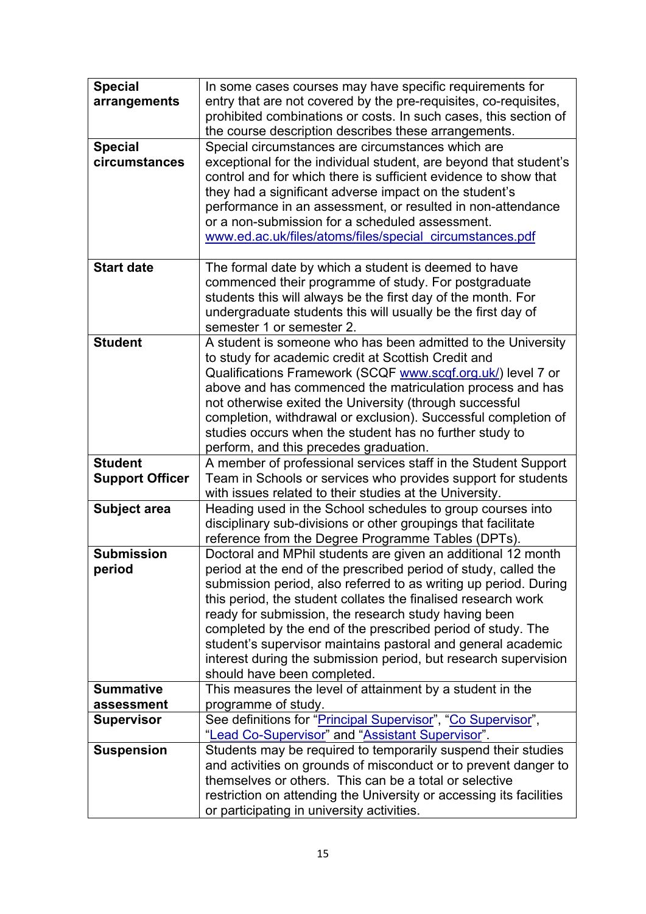| | |
|---|---|
| **Special arrangements** | In some cases courses may have specific requirements for entry that are not covered by the pre-requisites, co-requisites, prohibited combinations or costs. In such cases, this section of the course description describes these arrangements. |
| **Special circumstances** | Special circumstances are circumstances which are exceptional for the individual student, are beyond that student's control and for which there is sufficient evidence to show that they had a significant adverse impact on the student's performance in an assessment, or resulted in non-attendance or a non-submission for a scheduled assessment. [www.ed.ac.uk/files/atoms/files/special_circumstances.pdf](www.ed.ac.uk/files/atoms/files/special_circumstances.pdf) |
| **Start date** | The formal date by which a student is deemed to have commenced their programme of study. For postgraduate students this will always be the first day of the month. For undergraduate students this will usually be the first day of semester 1 or semester 2. |
| **Student** | A student is someone who has been admitted to the University to study for academic credit at Scottish Credit and Qualifications Framework (SCQF [www.scqf.org.uk/](www.scqf.org.uk/)) level 7 or above and has commenced the matriculation process and has not otherwise exited the University (through successful completion, withdrawal or exclusion). Successful completion of studies occurs when the student has no further study to perform, and this precedes graduation. |
| **Student Support Officer** | A member of professional services staff in the Student Support Team in Schools or services who provides support for students with issues related to their studies at the University. |
| **Subject area** | Heading used in the School schedules to group courses into disciplinary sub-divisions or other groupings that facilitate reference from the Degree Programme Tables (DPTs). |
| **Submission period** | Doctoral and MPhil students are given an additional 12 month period at the end of the prescribed period of study, called the submission period, also referred to as writing up period. During this period, the student collates the finalised research work ready for submission, the research study having been completed by the end of the prescribed period of study. The student's supervisor maintains pastoral and general academic interest during the submission period, but research supervision should have been completed. |
| **Summative assessment** | This measures the level of attainment by a student in the programme of study. |
| **Supervisor** | See definitions for "Principal Supervisor", "Co Supervisor", "Lead Co-Supervisor" and "Assistant Supervisor". |
| **Suspension** | Students may be required to temporarily suspend their studies and activities on grounds of misconduct or to prevent danger to themselves or others. This can be a total or selective restriction on attending the University or accessing its facilities or participating in university activities. |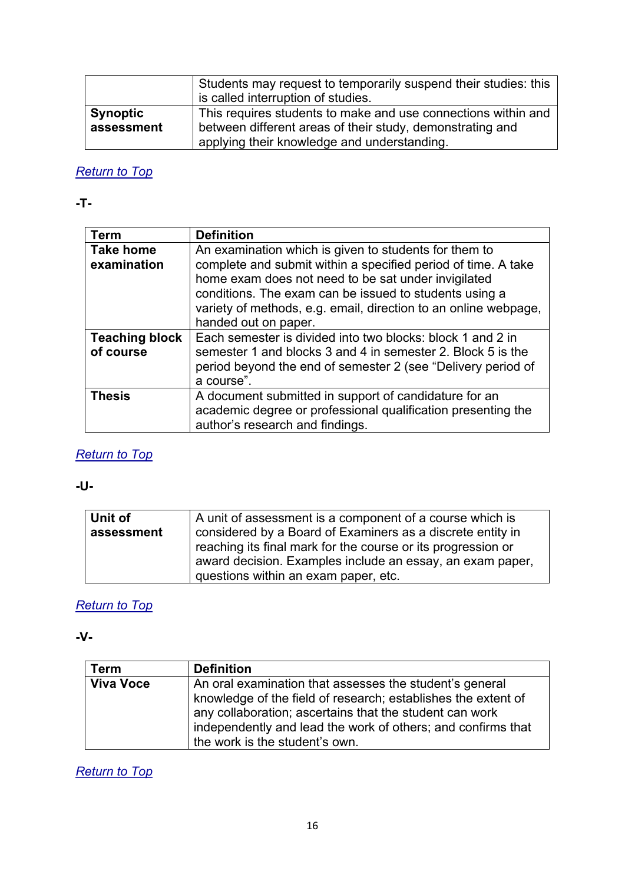| | |
|---|---|
| | Students may request to temporarily suspend their studies: this is called interruption of studies. |
| **Synoptic assessment** | This requires students to make and use connections within and between different areas of their study, demonstrating and applying their knowledge and understanding. |

*Return to Top*

**-T-**

| Term | Definition |
|---|---|
| **Take home examination** | An examination which is given to students for them to complete and submit within a specified period of time. A take home exam does not need to be sat under invigilated conditions. The exam can be issued to students using a variety of methods, e.g. email, direction to an online webpage, handed out on paper. |
| **Teaching block of course** | Each semester is divided into two blocks: block 1 and 2 in semester 1 and blocks 3 and 4 in semester 2. Block 5 is the period beyond the end of semester 2 (see "Delivery period of a course". |
| **Thesis** | A document submitted in support of candidature for an academic degree or professional qualification presenting the author's research and findings. |

*Return to Top*

**-U-**

| | |
|---|---|
| **Unit of assessment** | A unit of assessment is a component of a course which is considered by a Board of Examiners as a discrete entity in reaching its final mark for the course or its progression or award decision. Examples include an essay, an exam paper, questions within an exam paper, etc. |

*Return to Top*

**-V-**

| Term | Definition |
|---|---|
| **Viva Voce** | An oral examination that assesses the student's general knowledge of the field of research; establishes the extent of any collaboration; ascertains that the student can work independently and lead the work of others; and confirms that the work is the student's own. |

*Return to Top*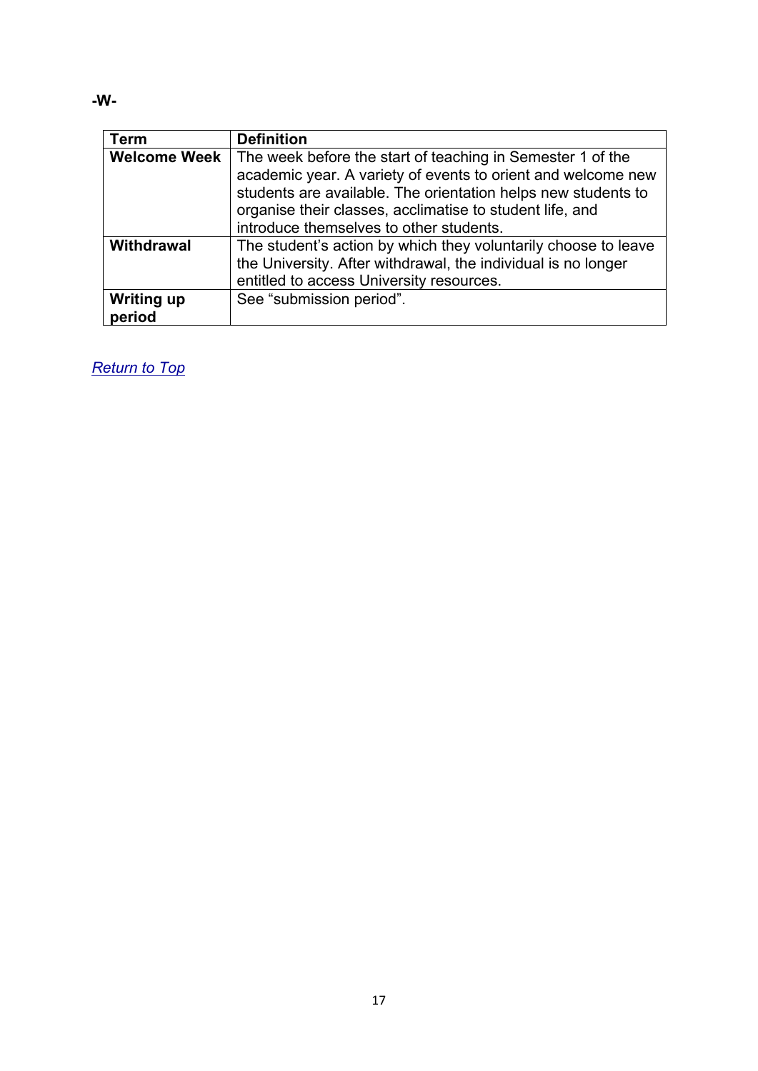**-W-**

| Term | Definition |
| --- | --- |
| **Welcome Week** | The week before the start of teaching in Semester 1 of the academic year. A variety of events to orient and welcome new students are available. The orientation helps new students to organise their classes, acclimatise to student life, and introduce themselves to other students. |
| **Withdrawal** | The student's action by which they voluntarily choose to leave the University. After withdrawal, the individual is no longer entitled to access University resources. |
| **Writing up period** | See "submission period". |

*Return to Top*